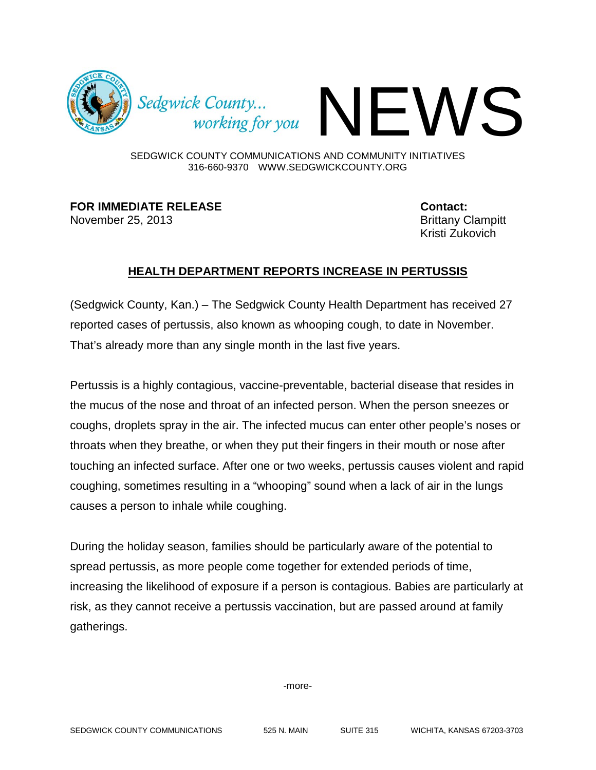Sedgwick County... working for you

# NEWS

SEDGWICK COUNTY COMMUNICATIONS AND COMMUNITY INITIATIVES
316-660-9370 WWW.SEDGWICKCOUNTY.ORG

**FOR IMMEDIATE RELEASE**
November 25, 2013

**Contact:**
Brittany Clampitt
Kristi Zukovich

## HEALTH DEPARTMENT REPORTS INCREASE IN PERTUSSIS

(Sedgwick County, Kan.) – The Sedgwick County Health Department has received 27 reported cases of pertussis, also known as whooping cough, to date in November. That's already more than any single month in the last five years.

Pertussis is a highly contagious, vaccine-preventable, bacterial disease that resides in the mucus of the nose and throat of an infected person. When the person sneezes or coughs, droplets spray in the air. The infected mucus can enter other people's noses or throats when they breathe, or when they put their fingers in their mouth or nose after touching an infected surface. After one or two weeks, pertussis causes violent and rapid coughing, sometimes resulting in a "whooping" sound when a lack of air in the lungs causes a person to inhale while coughing.

During the holiday season, families should be particularly aware of the potential to spread pertussis, as more people come together for extended periods of time, increasing the likelihood of exposure if a person is contagious. Babies are particularly at risk, as they cannot receive a pertussis vaccination, but are passed around at family gatherings.

-more-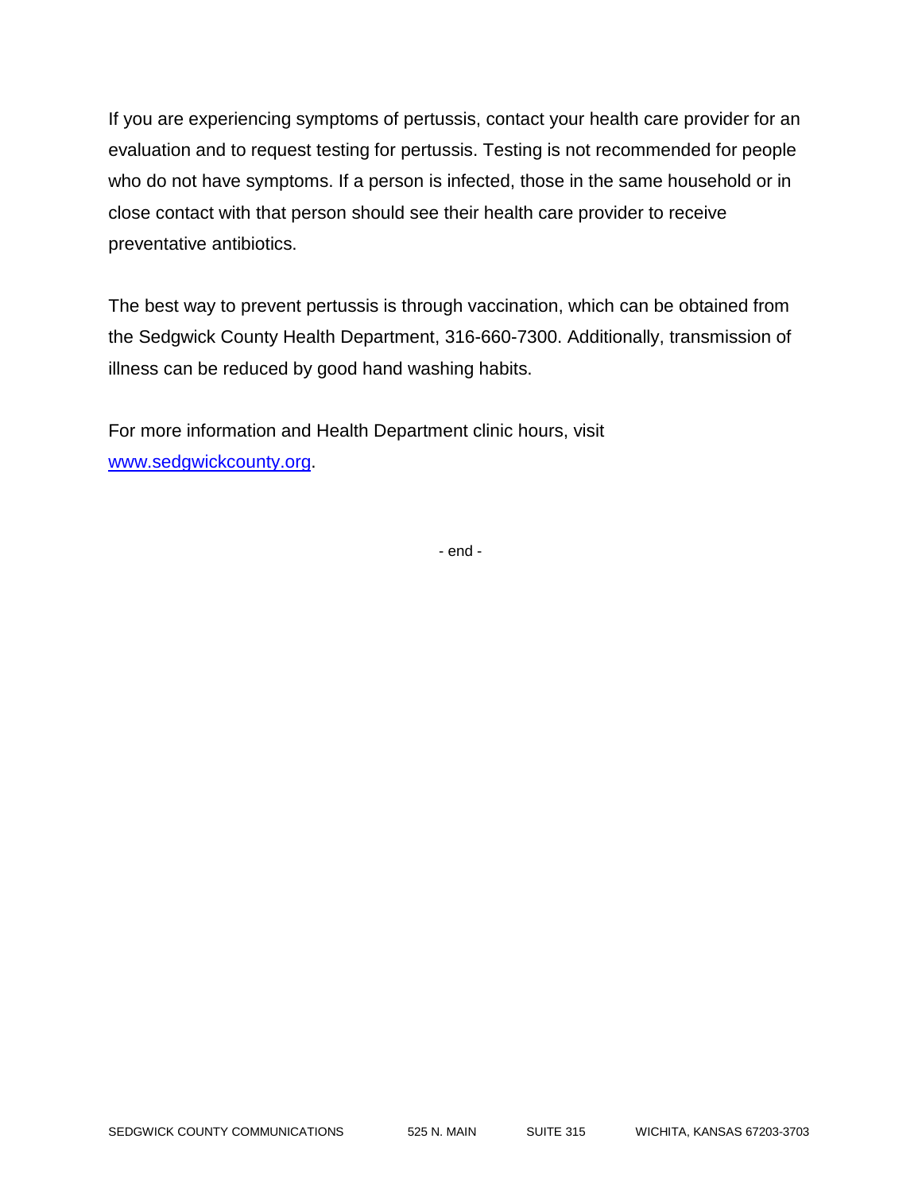If you are experiencing symptoms of pertussis, contact your health care provider for an evaluation and to request testing for pertussis. Testing is not recommended for people who do not have symptoms. If a person is infected, those in the same household or in close contact with that person should see their health care provider to receive preventative antibiotics.

The best way to prevent pertussis is through vaccination, which can be obtained from the Sedgwick County Health Department, 316-660-7300. Additionally, transmission of illness can be reduced by good hand washing habits.

For more information and Health Department clinic hours, visit [www.sedgwickcounty.org](http://www.sedgwickcounty.org).

- end -